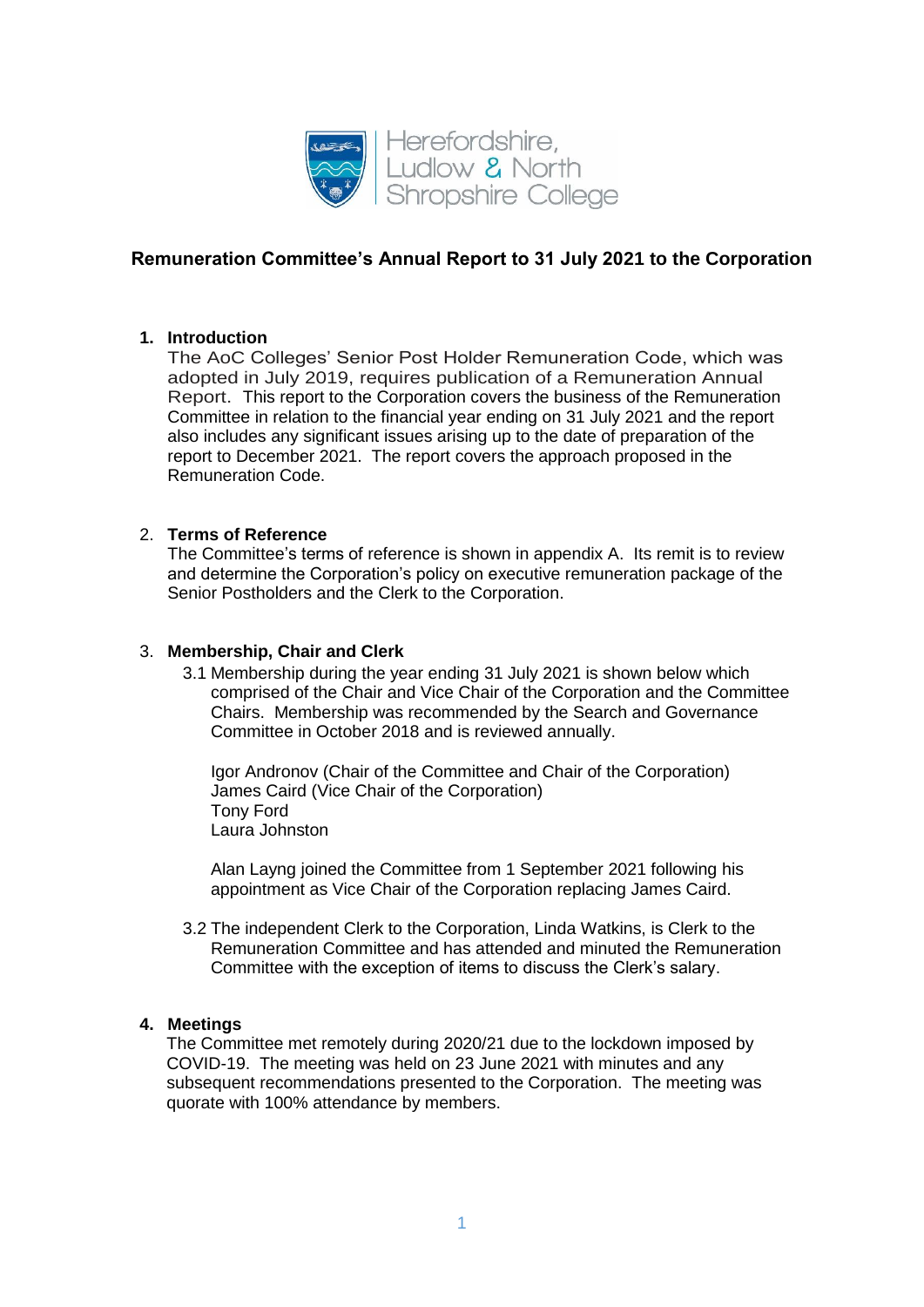Herefordshire, Ludlow & North Shropshire College

# Remuneration Committee's Annual Report to 31 July 2021 to the Corporation

## 1. Introduction

The AoC Colleges' Senior Post Holder Remuneration Code, which was adopted in July 2019, requires publication of a Remuneration Annual Report. This report to the Corporation covers the business of the Remuneration Committee in relation to the financial year ending on 31 July 2021 and the report also includes any significant issues arising up to the date of preparation of the report to December 2021. The report covers the approach proposed in the Remuneration Code.

## 2. Terms of Reference

The Committee's terms of reference is shown in appendix A. Its remit is to review and determine the Corporation's policy on executive remuneration package of the Senior Postholders and the Clerk to the Corporation.

## 3. Membership, Chair and Clerk

3.1 Membership during the year ending 31 July 2021 is shown below which comprised of the Chair and Vice Chair of the Corporation and the Committee Chairs. Membership was recommended by the Search and Governance Committee in October 2018 and is reviewed annually.

Igor Andronov (Chair of the Committee and Chair of the Corporation)
James Caird (Vice Chair of the Corporation)
Tony Ford
Laura Johnston

Alan Layng joined the Committee from 1 September 2021 following his appointment as Vice Chair of the Corporation replacing James Caird.

3.2 The independent Clerk to the Corporation, Linda Watkins, is Clerk to the Remuneration Committee and has attended and minuted the Remuneration Committee with the exception of items to discuss the Clerk's salary.

## 4. Meetings

The Committee met remotely during 2020/21 due to the lockdown imposed by COVID-19. The meeting was held on 23 June 2021 with minutes and any subsequent recommendations presented to the Corporation. The meeting was quorate with 100% attendance by members.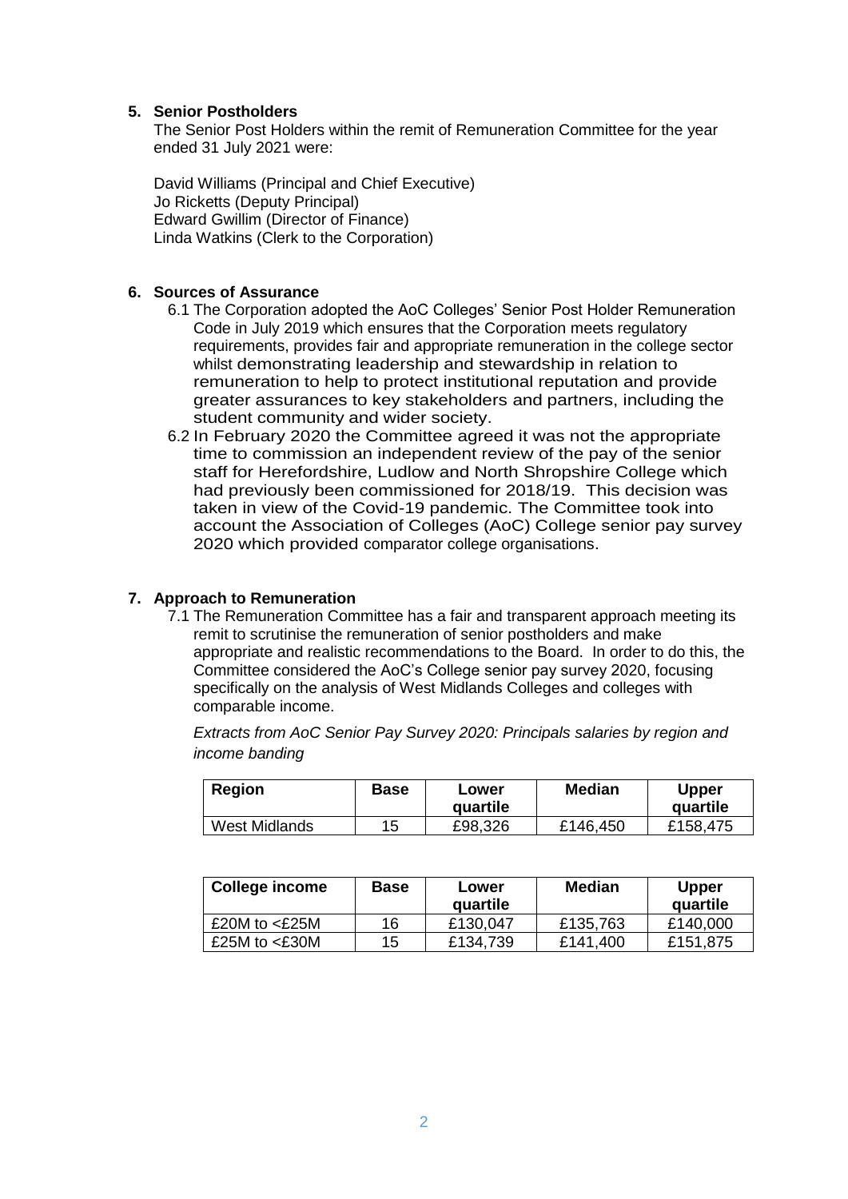## 5. Senior Postholders

The Senior Post Holders within the remit of Remuneration Committee for the year ended 31 July 2021 were:

David Williams (Principal and Chief Executive)
Jo Ricketts (Deputy Principal)
Edward Gwillim (Director of Finance)
Linda Watkins (Clerk to the Corporation)

## 6. Sources of Assurance

6.1 The Corporation adopted the AoC Colleges' Senior Post Holder Remuneration Code in July 2019 which ensures that the Corporation meets regulatory requirements, provides fair and appropriate remuneration in the college sector whilst demonstrating leadership and stewardship in relation to remuneration to help to protect institutional reputation and provide greater assurances to key stakeholders and partners, including the student community and wider society.

6.2 In February 2020 the Committee agreed it was not the appropriate time to commission an independent review of the pay of the senior staff for Herefordshire, Ludlow and North Shropshire College which had previously been commissioned for 2018/19. This decision was taken in view of the Covid-19 pandemic. The Committee took into account the Association of Colleges (AoC) College senior pay survey 2020 which provided comparator college organisations.

## 7. Approach to Remuneration

7.1 The Remuneration Committee has a fair and transparent approach meeting its remit to scrutinise the remuneration of senior postholders and make appropriate and realistic recommendations to the Board. In order to do this, the Committee considered the AoC's College senior pay survey 2020, focusing specifically on the analysis of West Midlands Colleges and colleges with comparable income.

*Extracts from AoC Senior Pay Survey 2020: Principals salaries by region and income banding*

| Region | Base | Lower quartile | Median | Upper quartile |
|---|---|---|---|---|
| West Midlands | 15 | £98,326 | £146,450 | £158,475 |

| College income | Base | Lower quartile | Median | Upper quartile |
|---|---|---|---|---|
| £20M to <£25M | 16 | £130,047 | £135,763 | £140,000 |
| £25M to <£30M | 15 | £134,739 | £141,400 | £151,875 |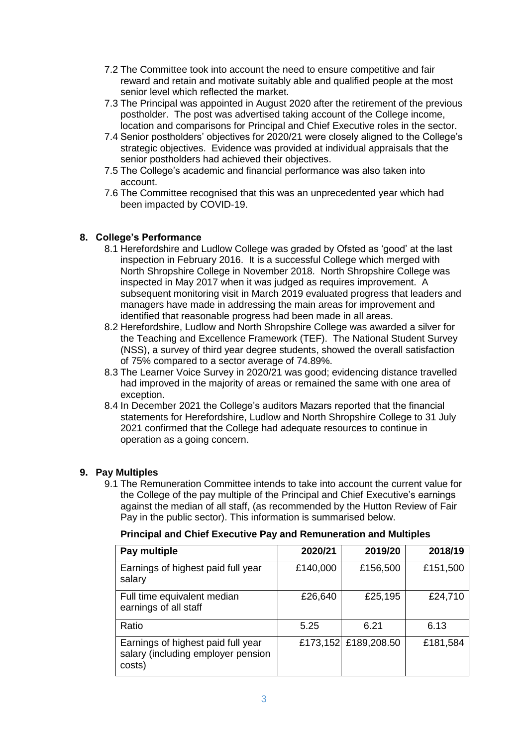7.2 The Committee took into account the need to ensure competitive and fair reward and retain and motivate suitably able and qualified people at the most senior level which reflected the market.

7.3 The Principal was appointed in August 2020 after the retirement of the previous postholder. The post was advertised taking account of the College income, location and comparisons for Principal and Chief Executive roles in the sector.

7.4 Senior postholders' objectives for 2020/21 were closely aligned to the College's strategic objectives. Evidence was provided at individual appraisals that the senior postholders had achieved their objectives.

7.5 The College's academic and financial performance was also taken into account.

7.6 The Committee recognised that this was an unprecedented year which had been impacted by COVID-19.

## 8. College's Performance

8.1 Herefordshire and Ludlow College was graded by Ofsted as 'good' at the last inspection in February 2016. It is a successful College which merged with North Shropshire College in November 2018. North Shropshire College was inspected in May 2017 when it was judged as requires improvement. A subsequent monitoring visit in March 2019 evaluated progress that leaders and managers have made in addressing the main areas for improvement and identified that reasonable progress had been made in all areas.

8.2 Herefordshire, Ludlow and North Shropshire College was awarded a silver for the Teaching and Excellence Framework (TEF). The National Student Survey (NSS), a survey of third year degree students, showed the overall satisfaction of 75% compared to a sector average of 74.89%.

8.3 The Learner Voice Survey in 2020/21 was good; evidencing distance travelled had improved in the majority of areas or remained the same with one area of exception.

8.4 In December 2021 the College's auditors Mazars reported that the financial statements for Herefordshire, Ludlow and North Shropshire College to 31 July 2021 confirmed that the College had adequate resources to continue in operation as a going concern.

## 9. Pay Multiples

9.1 The Remuneration Committee intends to take into account the current value for the College of the pay multiple of the Principal and Chief Executive's earnings against the median of all staff, (as recommended by the Hutton Review of Fair Pay in the public sector). This information is summarised below.

**Principal and Chief Executive Pay and Remuneration and Multiples**

| Pay multiple | 2020/21 | 2019/20 | 2018/19 |
|---|---|---|---|
| Earnings of highest paid full year salary | £140,000 | £156,500 | £151,500 |
| Full time equivalent median earnings of all staff | £26,640 | £25,195 | £24,710 |
| Ratio | 5.25 | 6.21 | 6.13 |
| Earnings of highest paid full year salary (including employer pension costs) | £173,152 | £189,208.50 | £181,584 |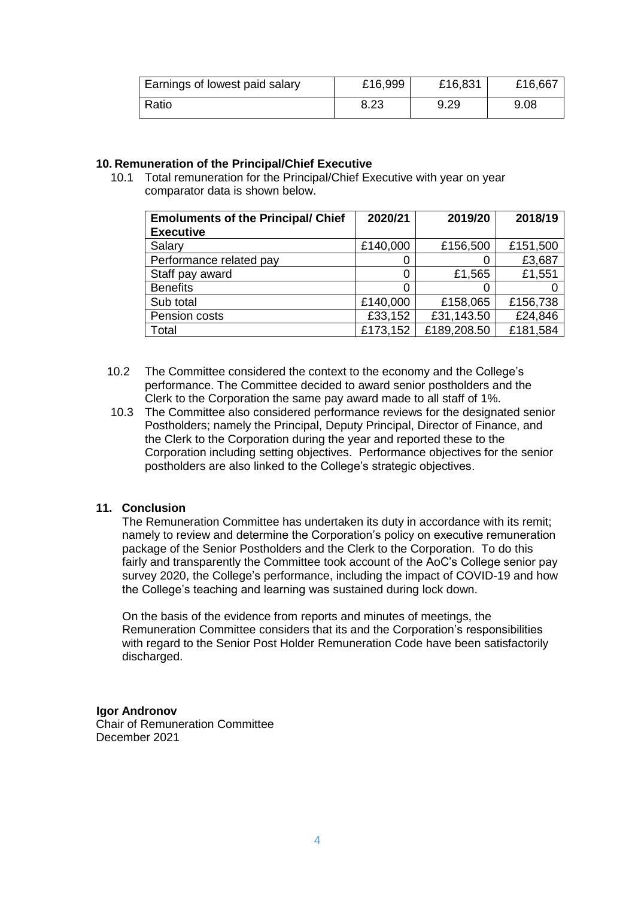| Earnings of lowest paid salary | £16,999 | £16,831 | £16,667 |
| --- | --- | --- | --- |
| Ratio | 8.23 | 9.29 | 9.08 |

## 10. Remuneration of the Principal/Chief Executive

10.1 Total remuneration for the Principal/Chief Executive with year on year comparator data is shown below.

| Emoluments of the Principal/ Chief Executive | 2020/21 | 2019/20 | 2018/19 |
| --- | --- | --- | --- |
| Salary | £140,000 | £156,500 | £151,500 |
| Performance related pay | 0 | 0 | £3,687 |
| Staff pay award | 0 | £1,565 | £1,551 |
| Benefits | 0 | 0 | 0 |
| Sub total | £140,000 | £158,065 | £156,738 |
| Pension costs | £33,152 | £31,143.50 | £24,846 |
| Total | £173,152 | £189,208.50 | £181,584 |

10.2 The Committee considered the context to the economy and the College's performance. The Committee decided to award senior postholders and the Clerk to the Corporation the same pay award made to all staff of 1%.

10.3 The Committee also considered performance reviews for the designated senior Postholders; namely the Principal, Deputy Principal, Director of Finance, and the Clerk to the Corporation during the year and reported these to the Corporation including setting objectives. Performance objectives for the senior postholders are also linked to the College's strategic objectives.

## 11. Conclusion

The Remuneration Committee has undertaken its duty in accordance with its remit; namely to review and determine the Corporation's policy on executive remuneration package of the Senior Postholders and the Clerk to the Corporation. To do this fairly and transparently the Committee took account of the AoC's College senior pay survey 2020, the College's performance, including the impact of COVID-19 and how the College's teaching and learning was sustained during lock down.

On the basis of the evidence from reports and minutes of meetings, the Remuneration Committee considers that its and the Corporation's responsibilities with regard to the Senior Post Holder Remuneration Code have been satisfactorily discharged.

**Igor Andronov**
Chair of Remuneration Committee
December 2021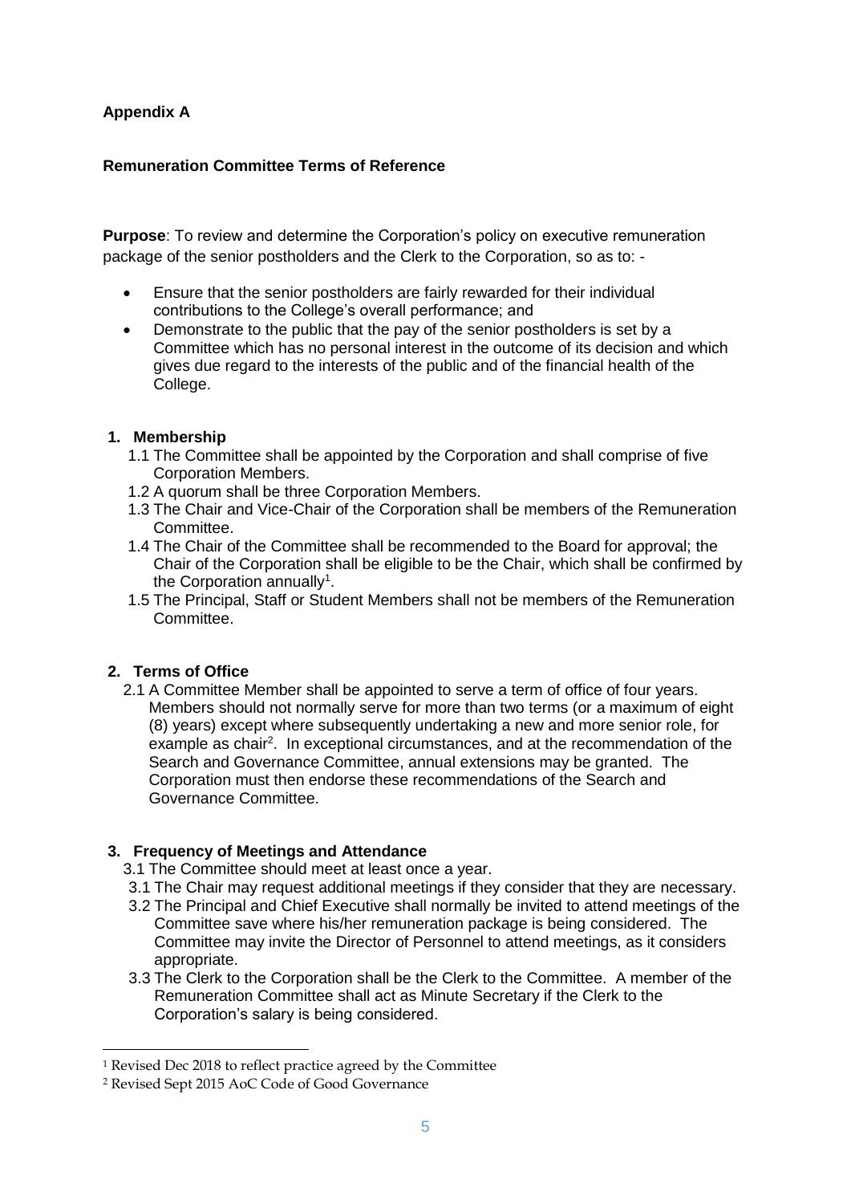**Appendix A**

**Remuneration Committee Terms of Reference**

**Purpose**: To review and determine the Corporation's policy on executive remuneration package of the senior postholders and the Clerk to the Corporation, so as to: -

- Ensure that the senior postholders are fairly rewarded for their individual contributions to the College's overall performance; and
- Demonstrate to the public that the pay of the senior postholders is set by a Committee which has no personal interest in the outcome of its decision and which gives due regard to the interests of the public and of the financial health of the College.

**1. Membership**

1.1 The Committee shall be appointed by the Corporation and shall comprise of five Corporation Members.

1.2 A quorum shall be three Corporation Members.

1.3 The Chair and Vice-Chair of the Corporation shall be members of the Remuneration Committee.

1.4 The Chair of the Committee shall be recommended to the Board for approval; the Chair of the Corporation shall be eligible to be the Chair, which shall be confirmed by the Corporation annually[1].

1.5 The Principal, Staff or Student Members shall not be members of the Remuneration Committee.

**2. Terms of Office**

2.1 A Committee Member shall be appointed to serve a term of office of four years. Members should not normally serve for more than two terms (or a maximum of eight (8) years) except where subsequently undertaking a new and more senior role, for example as chair[2]. In exceptional circumstances, and at the recommendation of the Search and Governance Committee, annual extensions may be granted. The Corporation must then endorse these recommendations of the Search and Governance Committee.

**3. Frequency of Meetings and Attendance**

3.1 The Committee should meet at least once a year.

3.1 The Chair may request additional meetings if they consider that they are necessary.

3.2 The Principal and Chief Executive shall normally be invited to attend meetings of the Committee save where his/her remuneration package is being considered. The Committee may invite the Director of Personnel to attend meetings, as it considers appropriate.

3.3 The Clerk to the Corporation shall be the Clerk to the Committee. A member of the Remuneration Committee shall act as Minute Secretary if the Clerk to the Corporation's salary is being considered.

---

[1] Revised Dec 2018 to reflect practice agreed by the Committee

[2] Revised Sept 2015 AoC Code of Good Governance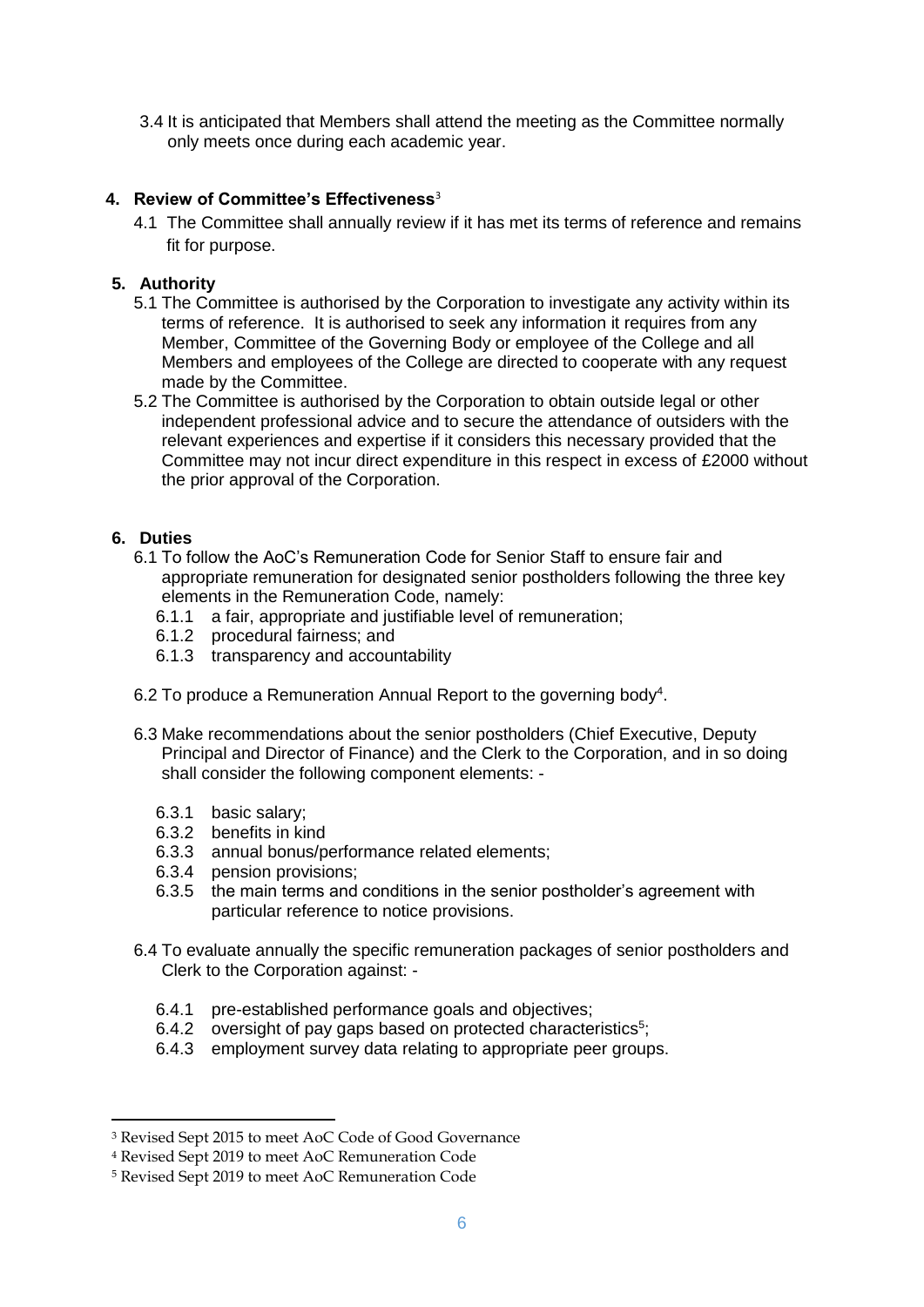3.4 It is anticipated that Members shall attend the meeting as the Committee normally only meets once during each academic year.

## 4. Review of Committee's Effectiveness[3]

4.1 The Committee shall annually review if it has met its terms of reference and remains fit for purpose.

## 5. Authority

5.1 The Committee is authorised by the Corporation to investigate any activity within its terms of reference. It is authorised to seek any information it requires from any Member, Committee of the Governing Body or employee of the College and all Members and employees of the College are directed to cooperate with any request made by the Committee.

5.2 The Committee is authorised by the Corporation to obtain outside legal or other independent professional advice and to secure the attendance of outsiders with the relevant experiences and expertise if it considers this necessary provided that the Committee may not incur direct expenditure in this respect in excess of £2000 without the prior approval of the Corporation.

## 6. Duties

6.1 To follow the AoC's Remuneration Code for Senior Staff to ensure fair and appropriate remuneration for designated senior postholders following the three key elements in the Remuneration Code, namely:

- 6.1.1 a fair, appropriate and justifiable level of remuneration;
- 6.1.2 procedural fairness; and
- 6.1.3 transparency and accountability

6.2 To produce a Remuneration Annual Report to the governing body[4].

6.3 Make recommendations about the senior postholders (Chief Executive, Deputy Principal and Director of Finance) and the Clerk to the Corporation, and in so doing shall consider the following component elements: -

- 6.3.1 basic salary;
- 6.3.2 benefits in kind
- 6.3.3 annual bonus/performance related elements;
- 6.3.4 pension provisions;
- 6.3.5 the main terms and conditions in the senior postholder's agreement with particular reference to notice provisions.

6.4 To evaluate annually the specific remuneration packages of senior postholders and Clerk to the Corporation against: -

- 6.4.1 pre-established performance goals and objectives;
- 6.4.2 oversight of pay gaps based on protected characteristics[5];
- 6.4.3 employment survey data relating to appropriate peer groups.

---

[3] Revised Sept 2015 to meet AoC Code of Good Governance

[4] Revised Sept 2019 to meet AoC Remuneration Code

[5] Revised Sept 2019 to meet AoC Remuneration Code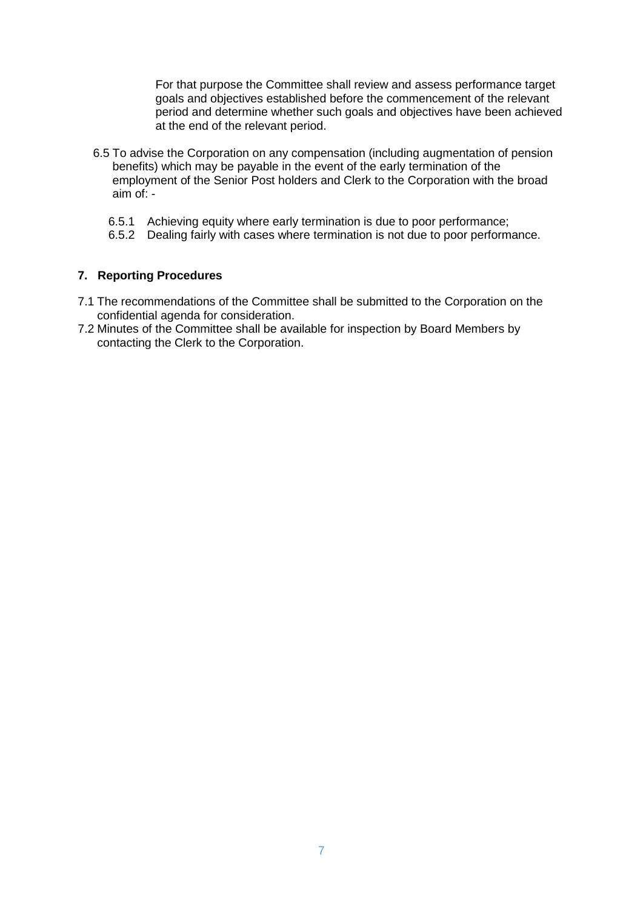For that purpose the Committee shall review and assess performance target goals and objectives established before the commencement of the relevant period and determine whether such goals and objectives have been achieved at the end of the relevant period.

6.5 To advise the Corporation on any compensation (including augmentation of pension benefits) which may be payable in the event of the early termination of the employment of the Senior Post holders and Clerk to the Corporation with the broad aim of: -

6.5.1 Achieving equity where early termination is due to poor performance;
6.5.2 Dealing fairly with cases where termination is not due to poor performance.

## 7. Reporting Procedures

7.1 The recommendations of the Committee shall be submitted to the Corporation on the confidential agenda for consideration.
7.2 Minutes of the Committee shall be available for inspection by Board Members by contacting the Clerk to the Corporation.